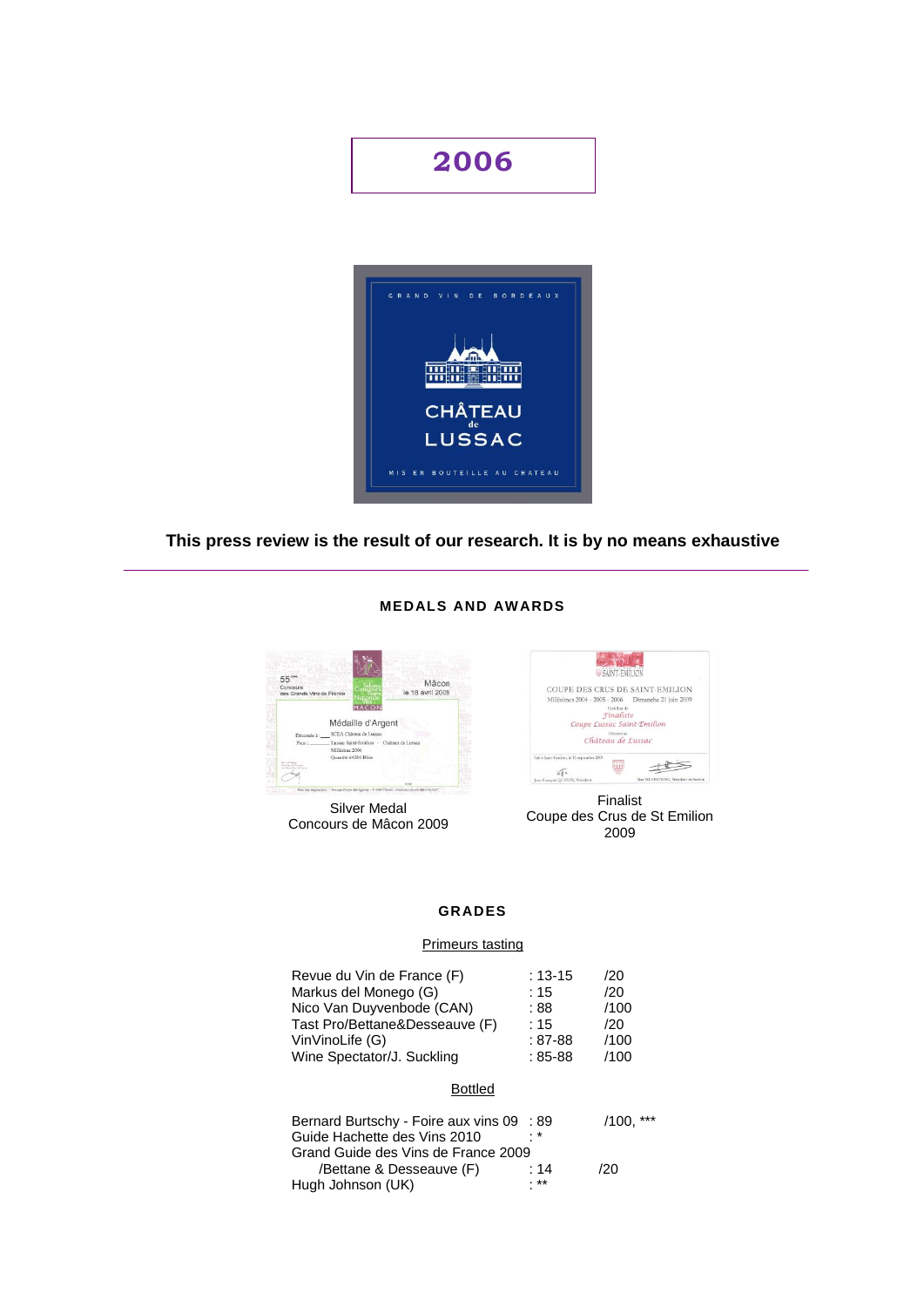# 2006

**This press review is the result of our research. It is by no means exhaustive**

---

## MEDALS AND AWARDS

Silver Medal
Concours de Mâcon 2009

Finalist
Coupe des Crus de St Emilion
2009

## GRADES

Primeurs tasting

| | | |
|---|---|---|
| Revue du Vin de France (F) | : 13-15 | /20 |
| Markus del Monego (G) | : 15 | /20 |
| Nico Van Duyvenbode (CAN) | : 88 | /100 |
| Tast Pro/Bettane&Desseauve (F) | : 15 | /20 |
| VinVinoLife (G) | : 87-88 | /100 |
| Wine Spectator/J. Suckling | : 85-88 | /100 |

Bottled

| | | |
|---|---|---|
| Bernard Burtschy - Foire aux vins 09 | : 89 | /100, *** |
| Guide Hachette des Vins 2010 | : * | |
| Grand Guide des Vins de France 2009 /Bettane & Desseauve (F) | : 14 | /20 |
| Hugh Johnson (UK) | : ** | |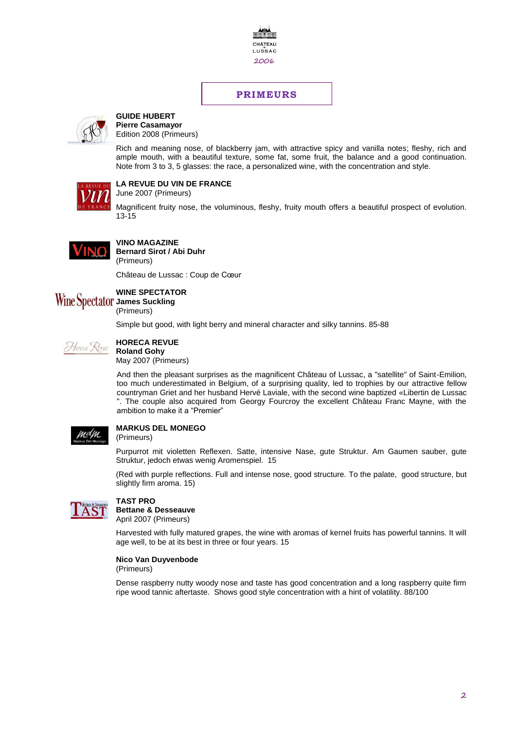CHÂTEAU LUSSAC

2006

## PRIMEURS

**GUIDE HUBERT**
**Pierre Casamayor**
Edition 2008 (Primeurs)

Rich and meaning nose, of blackberry jam, with attractive spicy and vanilla notes; fleshy, rich and ample mouth, with a beautiful texture, some fat, some fruit, the balance and a good continuation. Note from 3 to 3, 5 glasses: the race, a personalized wine, with the concentration and style.

**LA REVUE DU VIN DE FRANCE**
June 2007 (Primeurs)

Magnificent fruity nose, the voluminous, fleshy, fruity mouth offers a beautiful prospect of evolution. 13-15

**VINO MAGAZINE**
**Bernard Sirot / Abi Duhr**
(Primeurs)

Château de Lussac : Coup de Cœur

**WINE SPECTATOR**
**James Suckling**
(Primeurs)

Simple but good, with light berry and mineral character and silky tannins. 85-88

**HORECA REVUE**
**Roland Gohy**
May 2007 (Primeurs)

And then the pleasant surprises as the magnificent Château of Lussac, a "satellite" of Saint-Emilion, too much underestimated in Belgium, of a surprising quality, led to trophies by our attractive fellow countryman Griet and her husband Hervé Laviale, with the second wine baptized «Libertin de Lussac ". The couple also acquired from Georgy Fourcroy the excellent Château Franc Mayne, with the ambition to make it a "Premier"

**MARKUS DEL MONEGO**
(Primeurs)

Purpurrot mit violetten Reflexen. Satte, intensive Nase, gute Struktur. Am Gaumen sauber, gute Struktur, jedoch etwas wenig Aromenspiel. 15

(Red with purple reflections. Full and intense nose, good structure. To the palate, good structure, but slightly firm aroma. 15)

**TAST PRO**
**Bettane & Desseauve**
April 2007 (Primeurs)

Harvested with fully matured grapes, the wine with aromas of kernel fruits has powerful tannins. It will age well, to be at its best in three or four years. 15

**Nico Van Duyvenbode**
(Primeurs)

Dense raspberry nutty woody nose and taste has good concentration and a long raspberry quite firm ripe wood tannic aftertaste. Shows good style concentration with a hint of volatility. 88/100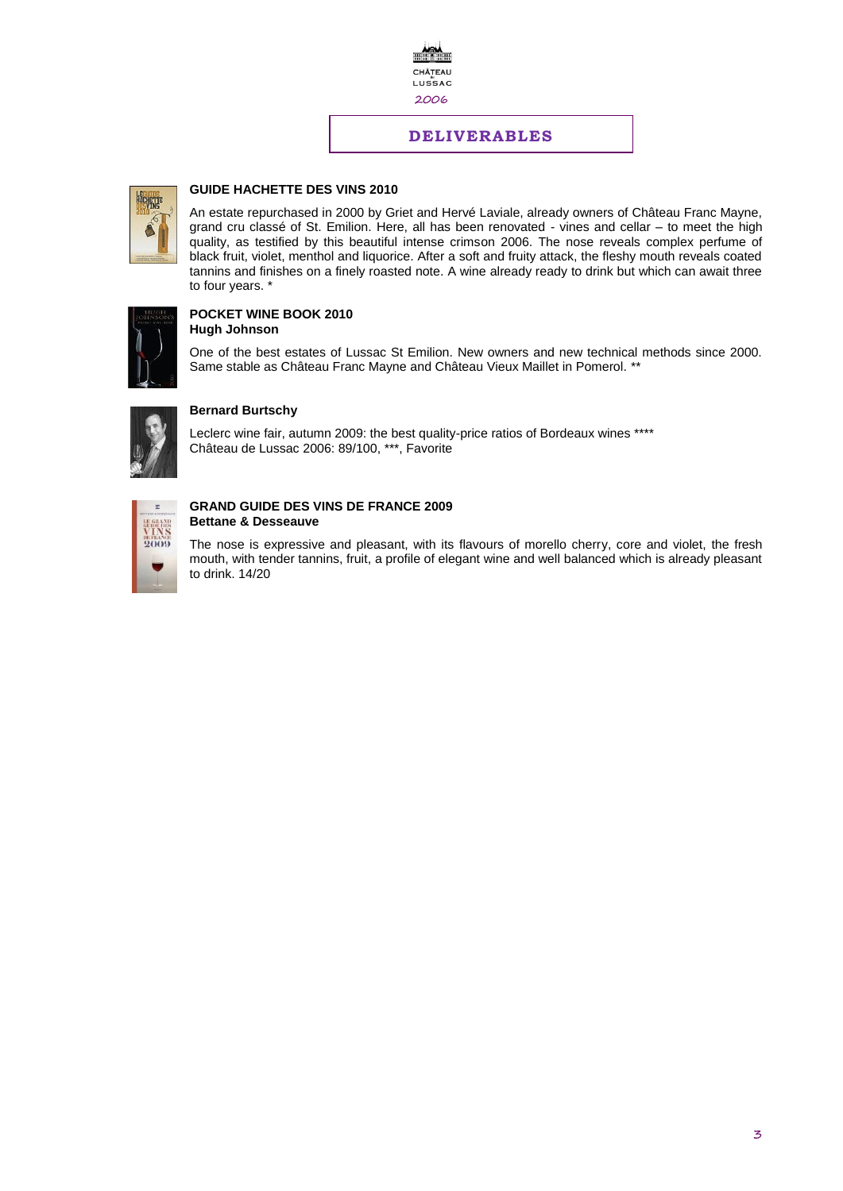CHÂTEAU
LUSSAC
2006

# DELIVERABLES

## GUIDE HACHETTE DES VINS 2010

An estate repurchased in 2000 by Griet and Hervé Laviale, already owners of Château Franc Mayne, grand cru classé of St. Emilion. Here, all has been renovated - vines and cellar – to meet the high quality, as testified by this beautiful intense crimson 2006. The nose reveals complex perfume of black fruit, violet, menthol and liquorice. After a soft and fruity attack, the fleshy mouth reveals coated tannins and finishes on a finely roasted note. A wine already ready to drink but which can await three to four years. *

## POCKET WINE BOOK 2010
**Hugh Johnson**

One of the best estates of Lussac St Emilion. New owners and new technical methods since 2000. Same stable as Château Franc Mayne and Château Vieux Maillet in Pomerol. **

## Bernard Burtschy

Leclerc wine fair, autumn 2009: the best quality-price ratios of Bordeaux wines ****
Château de Lussac 2006: 89/100, ***, Favorite

## GRAND GUIDE DES VINS DE FRANCE 2009
**Bettane & Desseauve**

The nose is expressive and pleasant, with its flavours of morello cherry, core and violet, the fresh mouth, with tender tannins, fruit, a profile of elegant wine and well balanced which is already pleasant to drink. 14/20